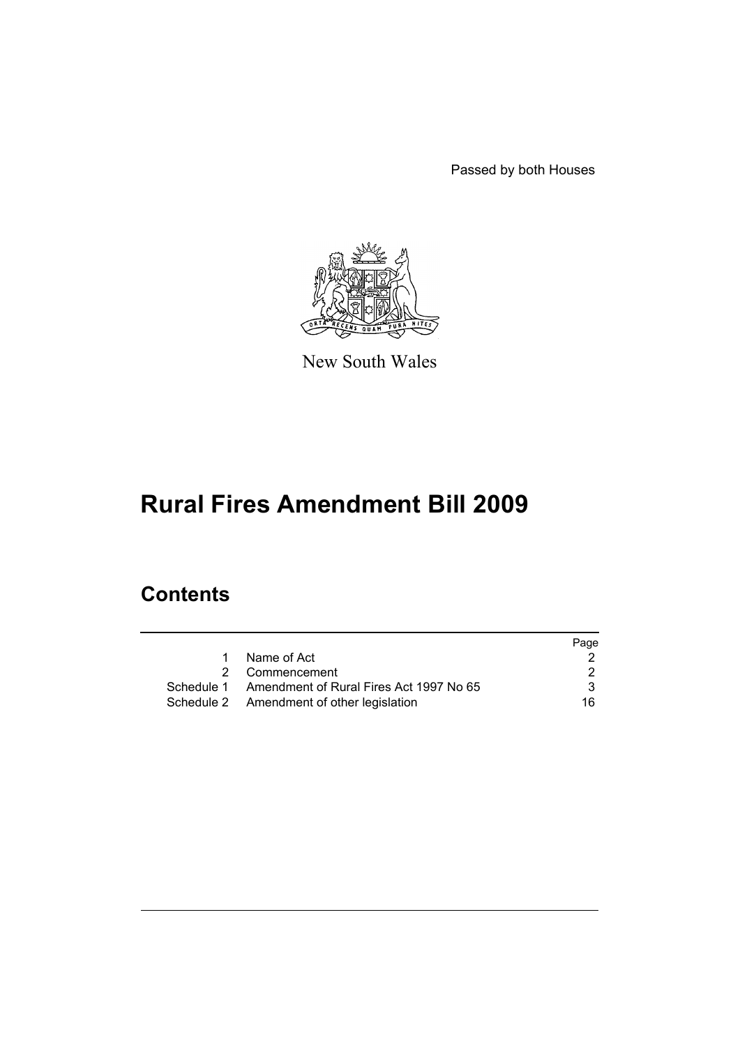Passed by both Houses

New South Wales

# Rural Fires Amendment Bill 2009

## Contents

| | | Page |
|---|---|---|
| 1 | Name of Act | 2 |
| 2 | Commencement | 2 |
| Schedule 1 | Amendment of Rural Fires Act 1997 No 65 | 3 |
| Schedule 2 | Amendment of other legislation | 16 |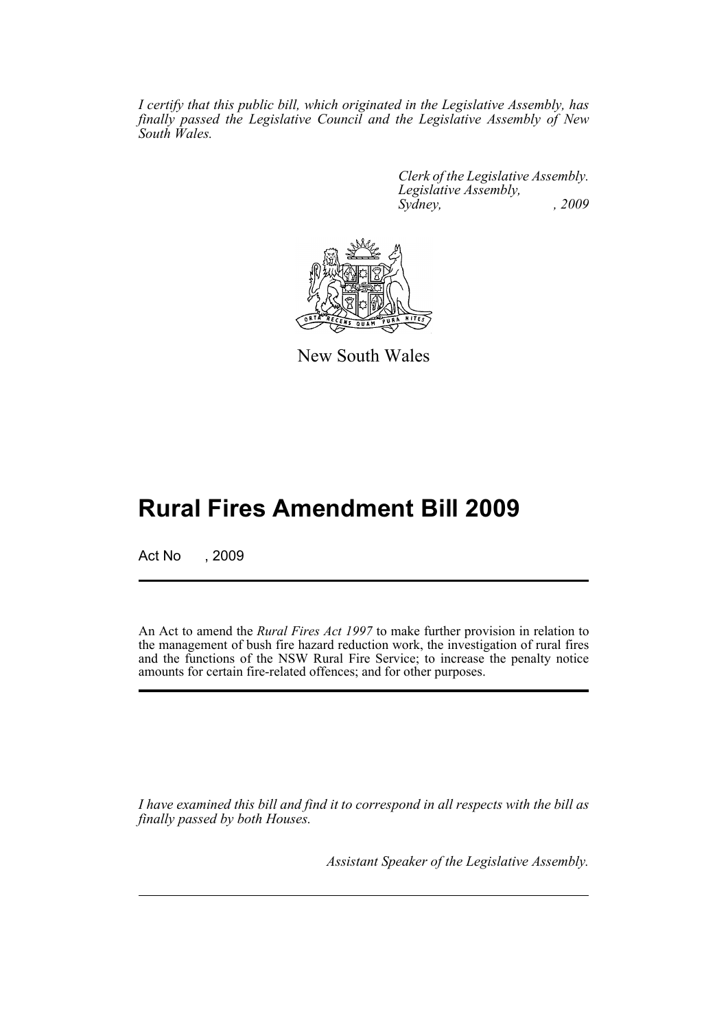*I certify that this public bill, which originated in the Legislative Assembly, has finally passed the Legislative Council and the Legislative Assembly of New South Wales.*

*Clerk of the Legislative Assembly.*
*Legislative Assembly,*
*Sydney, , 2009*

New South Wales

# Rural Fires Amendment Bill 2009

Act No , 2009

An Act to amend the *Rural Fires Act 1997* to make further provision in relation to the management of bush fire hazard reduction work, the investigation of rural fires and the functions of the NSW Rural Fire Service; to increase the penalty notice amounts for certain fire-related offences; and for other purposes.

*I have examined this bill and find it to correspond in all respects with the bill as finally passed by both Houses.*

*Assistant Speaker of the Legislative Assembly.*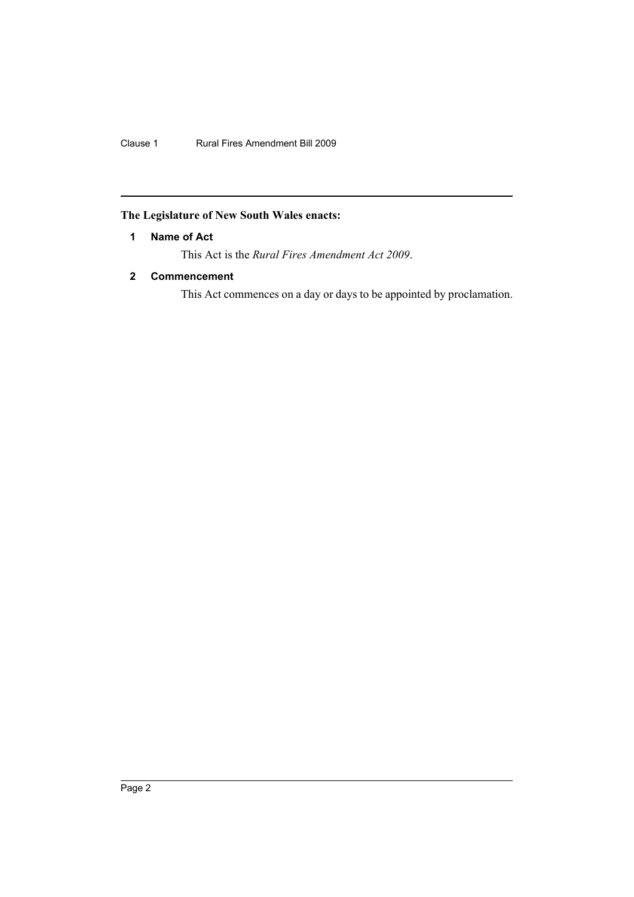**The Legislature of New South Wales enacts:**

## 1 Name of Act

This Act is the *Rural Fires Amendment Act 2009*.

## 2 Commencement

This Act commences on a day or days to be appointed by proclamation.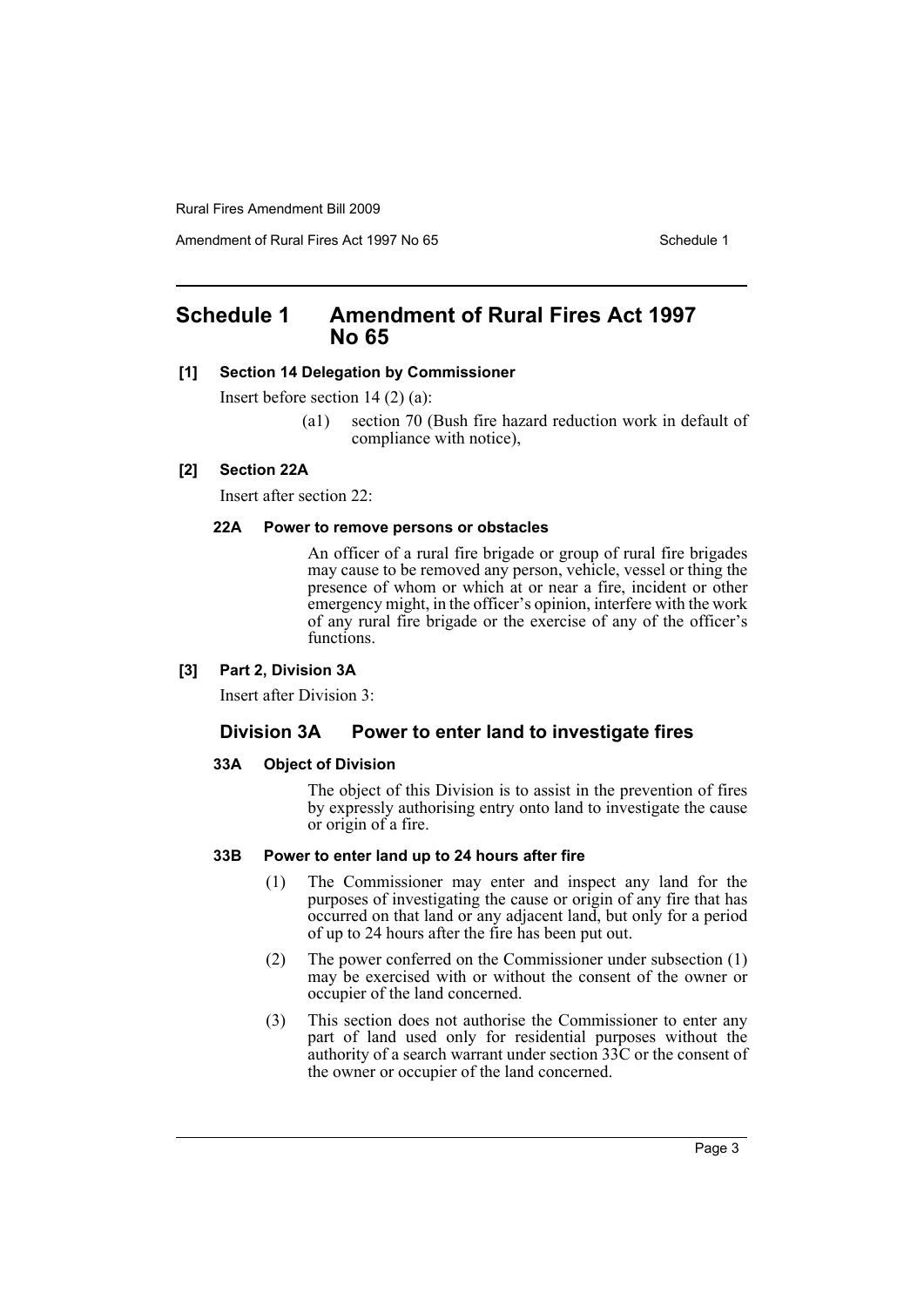# Schedule 1 Amendment of Rural Fires Act 1997 No 65

**[1] Section 14 Delegation by Commissioner**

Insert before section 14 (2) (a):

(a1) section 70 (Bush fire hazard reduction work in default of compliance with notice),

**[2] Section 22A**

Insert after section 22:

**22A Power to remove persons or obstacles**

An officer of a rural fire brigade or group of rural fire brigades may cause to be removed any person, vehicle, vessel or thing the presence of whom or which at or near a fire, incident or other emergency might, in the officer's opinion, interfere with the work of any rural fire brigade or the exercise of any of the officer's functions.

**[3] Part 2, Division 3A**

Insert after Division 3:

## Division 3A Power to enter land to investigate fires

**33A Object of Division**

The object of this Division is to assist in the prevention of fires by expressly authorising entry onto land to investigate the cause or origin of a fire.

**33B Power to enter land up to 24 hours after fire**

(1) The Commissioner may enter and inspect any land for the purposes of investigating the cause or origin of any fire that has occurred on that land or any adjacent land, but only for a period of up to 24 hours after the fire has been put out.

(2) The power conferred on the Commissioner under subsection (1) may be exercised with or without the consent of the owner or occupier of the land concerned.

(3) This section does not authorise the Commissioner to enter any part of land used only for residential purposes without the authority of a search warrant under section 33C or the consent of the owner or occupier of the land concerned.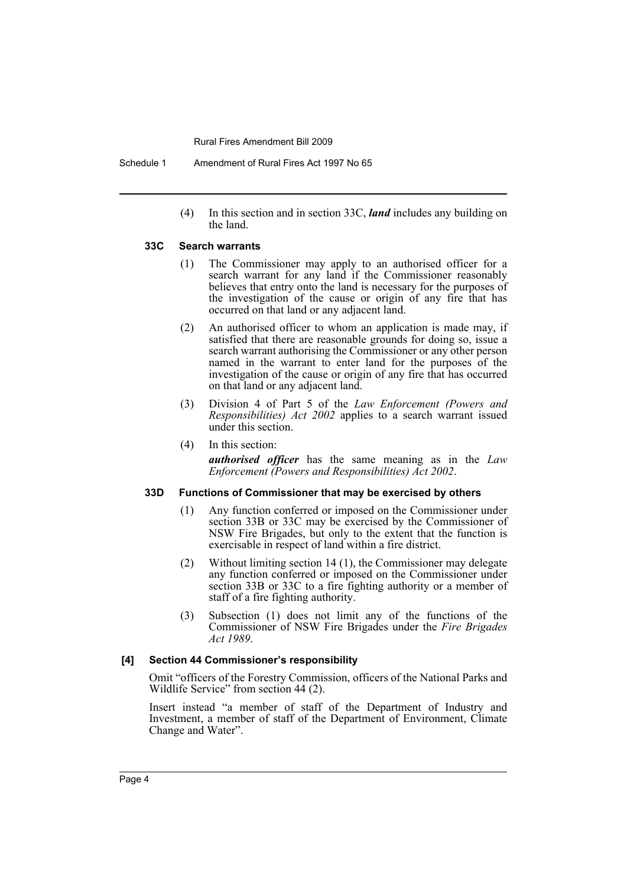(4) In this section and in section 33C, ***land*** includes any building on the land.

#### 33C Search warrants

(1) The Commissioner may apply to an authorised officer for a search warrant for any land if the Commissioner reasonably believes that entry onto the land is necessary for the purposes of the investigation of the cause or origin of any fire that has occurred on that land or any adjacent land.

(2) An authorised officer to whom an application is made may, if satisfied that there are reasonable grounds for doing so, issue a search warrant authorising the Commissioner or any other person named in the warrant to enter land for the purposes of the investigation of the cause or origin of any fire that has occurred on that land or any adjacent land.

(3) Division 4 of Part 5 of the *Law Enforcement (Powers and Responsibilities) Act 2002* applies to a search warrant issued under this section.

(4) In this section:

***authorised officer*** has the same meaning as in the *Law Enforcement (Powers and Responsibilities) Act 2002*.

#### 33D Functions of Commissioner that may be exercised by others

(1) Any function conferred or imposed on the Commissioner under section 33B or 33C may be exercised by the Commissioner of NSW Fire Brigades, but only to the extent that the function is exercisable in respect of land within a fire district.

(2) Without limiting section 14 (1), the Commissioner may delegate any function conferred or imposed on the Commissioner under section 33B or 33C to a fire fighting authority or a member of staff of a fire fighting authority.

(3) Subsection (1) does not limit any of the functions of the Commissioner of NSW Fire Brigades under the *Fire Brigades Act 1989*.

### [4] Section 44 Commissioner's responsibility

Omit "officers of the Forestry Commission, officers of the National Parks and Wildlife Service" from section 44 (2).

Insert instead "a member of staff of the Department of Industry and Investment, a member of staff of the Department of Environment, Climate Change and Water".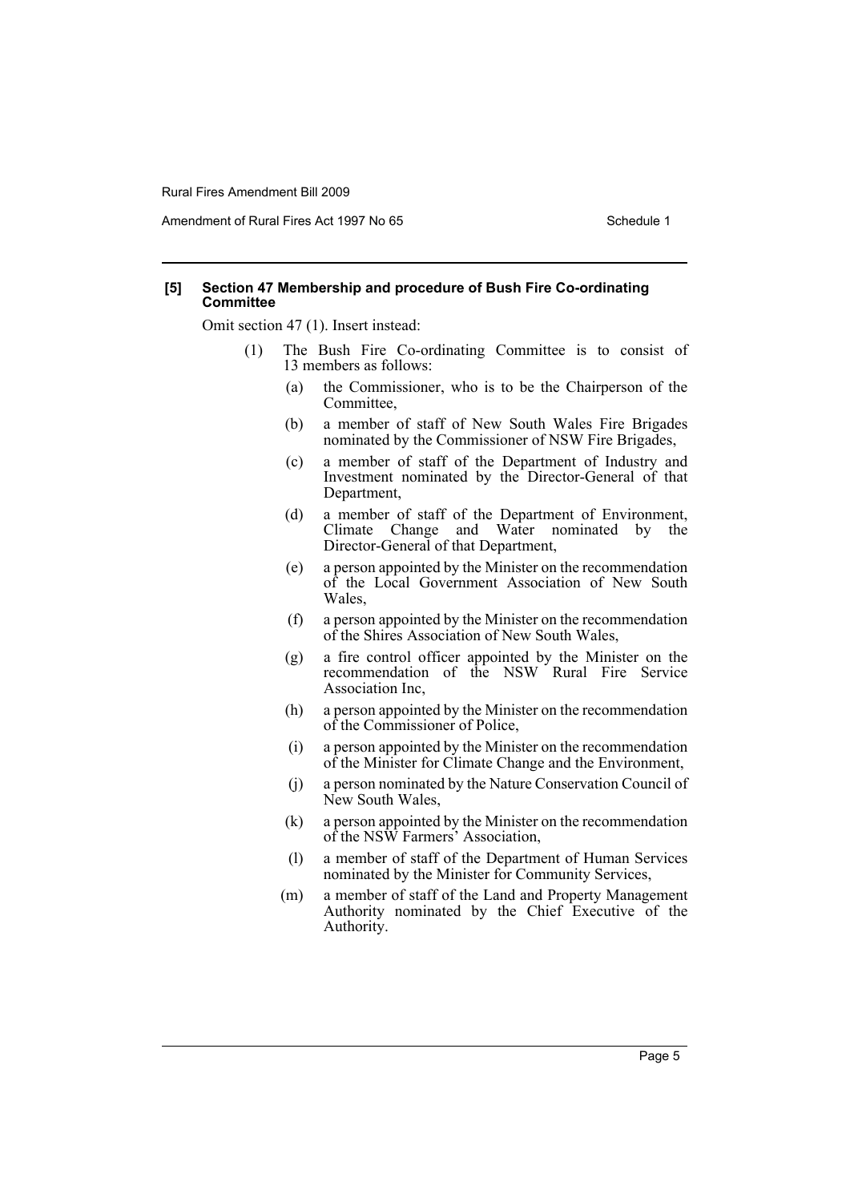**[5] Section 47 Membership and procedure of Bush Fire Co-ordinating Committee**

Omit section 47 (1). Insert instead:

(1) The Bush Fire Co-ordinating Committee is to consist of 13 members as follows:

(a) the Commissioner, who is to be the Chairperson of the Committee,

(b) a member of staff of New South Wales Fire Brigades nominated by the Commissioner of NSW Fire Brigades,

(c) a member of staff of the Department of Industry and Investment nominated by the Director-General of that Department,

(d) a member of staff of the Department of Environment, Climate Change and Water nominated by the Director-General of that Department,

(e) a person appointed by the Minister on the recommendation of the Local Government Association of New South Wales,

(f) a person appointed by the Minister on the recommendation of the Shires Association of New South Wales,

(g) a fire control officer appointed by the Minister on the recommendation of the NSW Rural Fire Service Association Inc,

(h) a person appointed by the Minister on the recommendation of the Commissioner of Police,

(i) a person appointed by the Minister on the recommendation of the Minister for Climate Change and the Environment,

(j) a person nominated by the Nature Conservation Council of New South Wales,

(k) a person appointed by the Minister on the recommendation of the NSW Farmers' Association,

(l) a member of staff of the Department of Human Services nominated by the Minister for Community Services,

(m) a member of staff of the Land and Property Management Authority nominated by the Chief Executive of the Authority.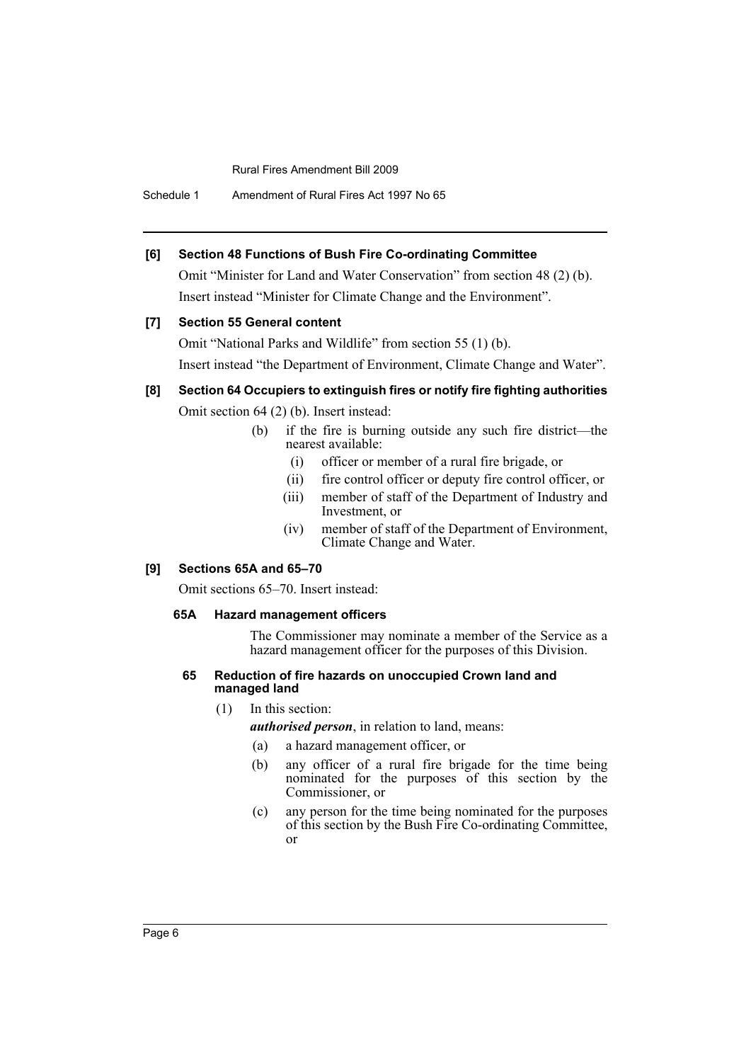### [6] Section 48 Functions of Bush Fire Co-ordinating Committee

Omit "Minister for Land and Water Conservation" from section 48 (2) (b).

Insert instead "Minister for Climate Change and the Environment".

### [7] Section 55 General content

Omit "National Parks and Wildlife" from section 55 (1) (b).

Insert instead "the Department of Environment, Climate Change and Water".

### [8] Section 64 Occupiers to extinguish fires or notify fire fighting authorities

Omit section 64 (2) (b). Insert instead:

- (b) if the fire is burning outside any such fire district—the nearest available:
  - (i) officer or member of a rural fire brigade, or
  - (ii) fire control officer or deputy fire control officer, or
  - (iii) member of staff of the Department of Industry and Investment, or
  - (iv) member of staff of the Department of Environment, Climate Change and Water.

### [9] Sections 65A and 65–70

Omit sections 65–70. Insert instead:

#### 65A Hazard management officers

The Commissioner may nominate a member of the Service as a hazard management officer for the purposes of this Division.

#### 65 Reduction of fire hazards on unoccupied Crown land and managed land

(1) In this section:

***authorised person***, in relation to land, means:

- (a) a hazard management officer, or
- (b) any officer of a rural fire brigade for the time being nominated for the purposes of this section by the Commissioner, or
- (c) any person for the time being nominated for the purposes of this section by the Bush Fire Co-ordinating Committee, or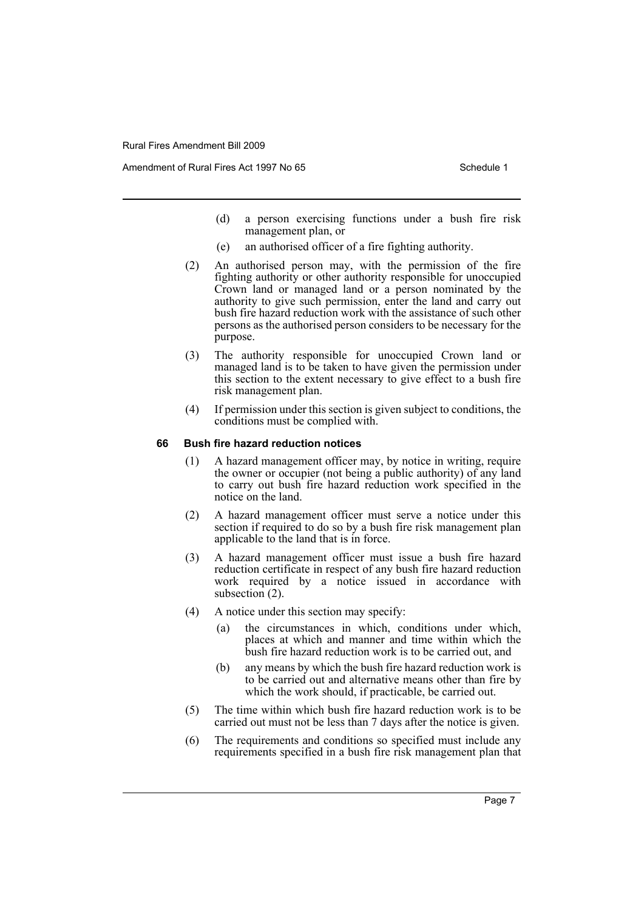(d) a person exercising functions under a bush fire risk management plan, or

(e) an authorised officer of a fire fighting authority.

(2) An authorised person may, with the permission of the fire fighting authority or other authority responsible for unoccupied Crown land or managed land or a person nominated by the authority to give such permission, enter the land and carry out bush fire hazard reduction work with the assistance of such other persons as the authorised person considers to be necessary for the purpose.

(3) The authority responsible for unoccupied Crown land or managed land is to be taken to have given the permission under this section to the extent necessary to give effect to a bush fire risk management plan.

(4) If permission under this section is given subject to conditions, the conditions must be complied with.

#### 66 Bush fire hazard reduction notices

(1) A hazard management officer may, by notice in writing, require the owner or occupier (not being a public authority) of any land to carry out bush fire hazard reduction work specified in the notice on the land.

(2) A hazard management officer must serve a notice under this section if required to do so by a bush fire risk management plan applicable to the land that is in force.

(3) A hazard management officer must issue a bush fire hazard reduction certificate in respect of any bush fire hazard reduction work required by a notice issued in accordance with subsection (2).

(4) A notice under this section may specify:

(a) the circumstances in which, conditions under which, places at which and manner and time within which the bush fire hazard reduction work is to be carried out, and

(b) any means by which the bush fire hazard reduction work is to be carried out and alternative means other than fire by which the work should, if practicable, be carried out.

(5) The time within which bush fire hazard reduction work is to be carried out must not be less than 7 days after the notice is given.

(6) The requirements and conditions so specified must include any requirements specified in a bush fire risk management plan that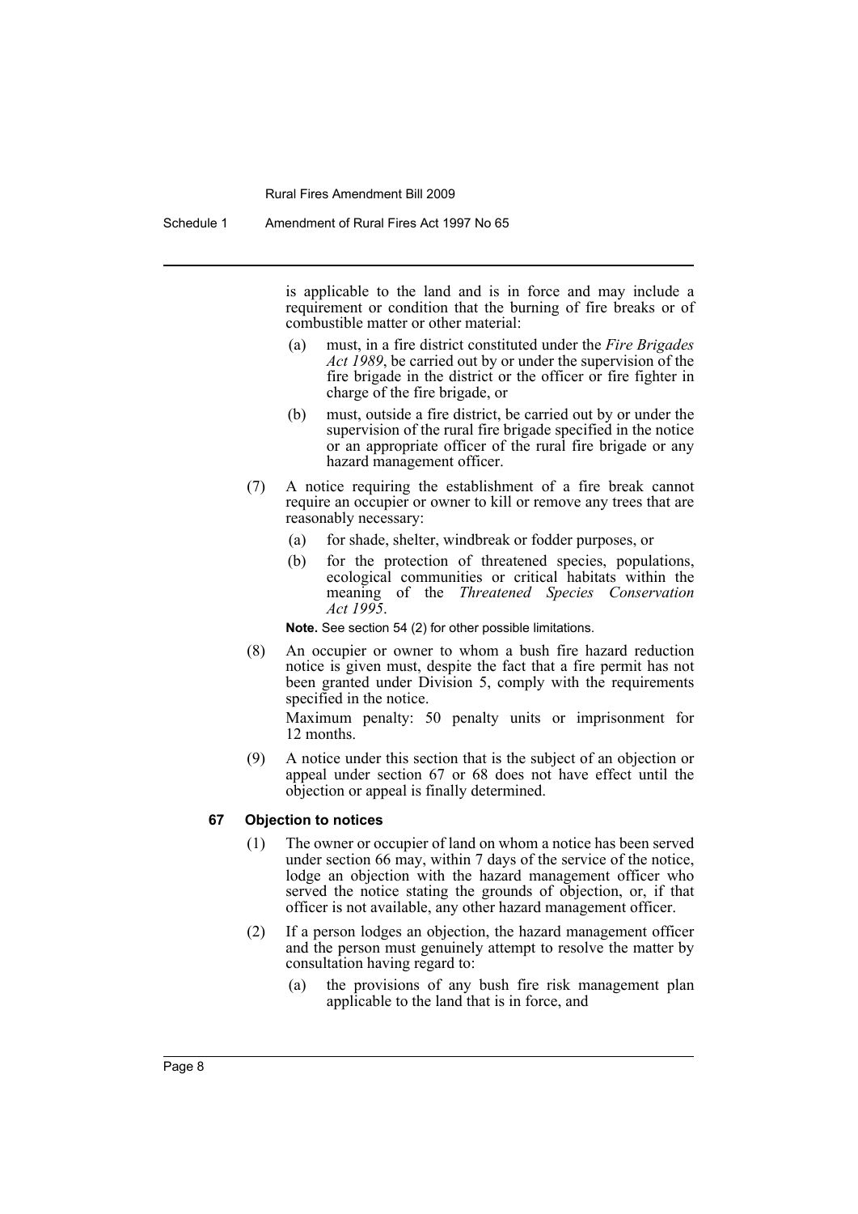is applicable to the land and is in force and may include a requirement or condition that the burning of fire breaks or of combustible matter or other material:

(a) must, in a fire district constituted under the *Fire Brigades Act 1989*, be carried out by or under the supervision of the fire brigade in the district or the officer or fire fighter in charge of the fire brigade, or

(b) must, outside a fire district, be carried out by or under the supervision of the rural fire brigade specified in the notice or an appropriate officer of the rural fire brigade or any hazard management officer.

(7) A notice requiring the establishment of a fire break cannot require an occupier or owner to kill or remove any trees that are reasonably necessary:

(a) for shade, shelter, windbreak or fodder purposes, or

(b) for the protection of threatened species, populations, ecological communities or critical habitats within the meaning of the *Threatened Species Conservation Act 1995*.

**Note.** See section 54 (2) for other possible limitations.

(8) An occupier or owner to whom a bush fire hazard reduction notice is given must, despite the fact that a fire permit has not been granted under Division 5, comply with the requirements specified in the notice.

Maximum penalty: 50 penalty units or imprisonment for 12 months.

(9) A notice under this section that is the subject of an objection or appeal under section 67 or 68 does not have effect until the objection or appeal is finally determined.

### 67 Objection to notices

(1) The owner or occupier of land on whom a notice has been served under section 66 may, within 7 days of the service of the notice, lodge an objection with the hazard management officer who served the notice stating the grounds of objection, or, if that officer is not available, any other hazard management officer.

(2) If a person lodges an objection, the hazard management officer and the person must genuinely attempt to resolve the matter by consultation having regard to:

(a) the provisions of any bush fire risk management plan applicable to the land that is in force, and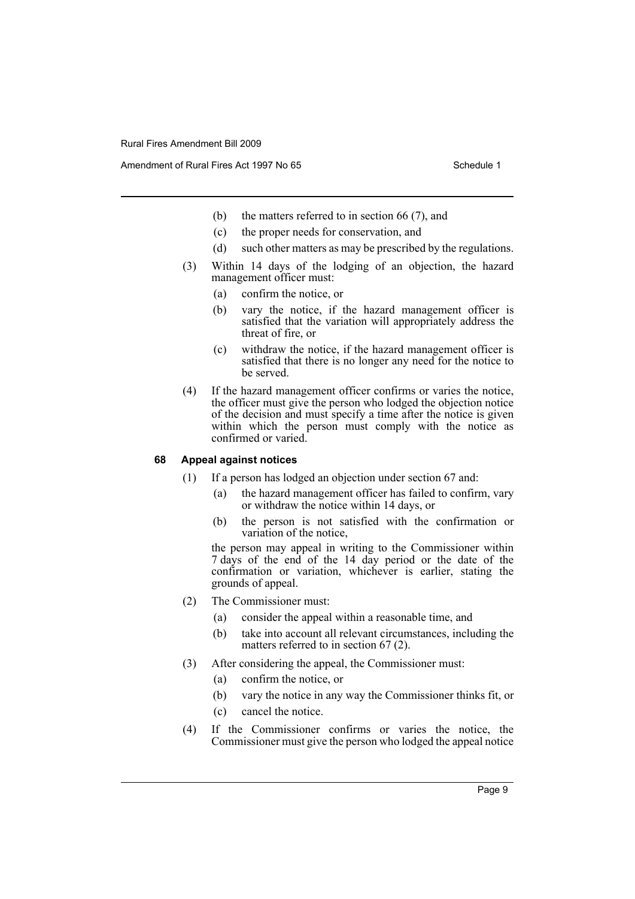- (b) the matters referred to in section 66 (7), and
- (c) the proper needs for conservation, and
- (d) such other matters as may be prescribed by the regulations.

(3) Within 14 days of the lodging of an objection, the hazard management officer must:

- (a) confirm the notice, or
- (b) vary the notice, if the hazard management officer is satisfied that the variation will appropriately address the threat of fire, or
- (c) withdraw the notice, if the hazard management officer is satisfied that there is no longer any need for the notice to be served.

(4) If the hazard management officer confirms or varies the notice, the officer must give the person who lodged the objection notice of the decision and must specify a time after the notice is given within which the person must comply with the notice as confirmed or varied.

#### 68 Appeal against notices

(1) If a person has lodged an objection under section 67 and:

- (a) the hazard management officer has failed to confirm, vary or withdraw the notice within 14 days, or
- (b) the person is not satisfied with the confirmation or variation of the notice,

the person may appeal in writing to the Commissioner within 7 days of the end of the 14 day period or the date of the confirmation or variation, whichever is earlier, stating the grounds of appeal.

(2) The Commissioner must:

- (a) consider the appeal within a reasonable time, and
- (b) take into account all relevant circumstances, including the matters referred to in section 67 (2).

(3) After considering the appeal, the Commissioner must:

- (a) confirm the notice, or
- (b) vary the notice in any way the Commissioner thinks fit, or
- (c) cancel the notice.

(4) If the Commissioner confirms or varies the notice, the Commissioner must give the person who lodged the appeal notice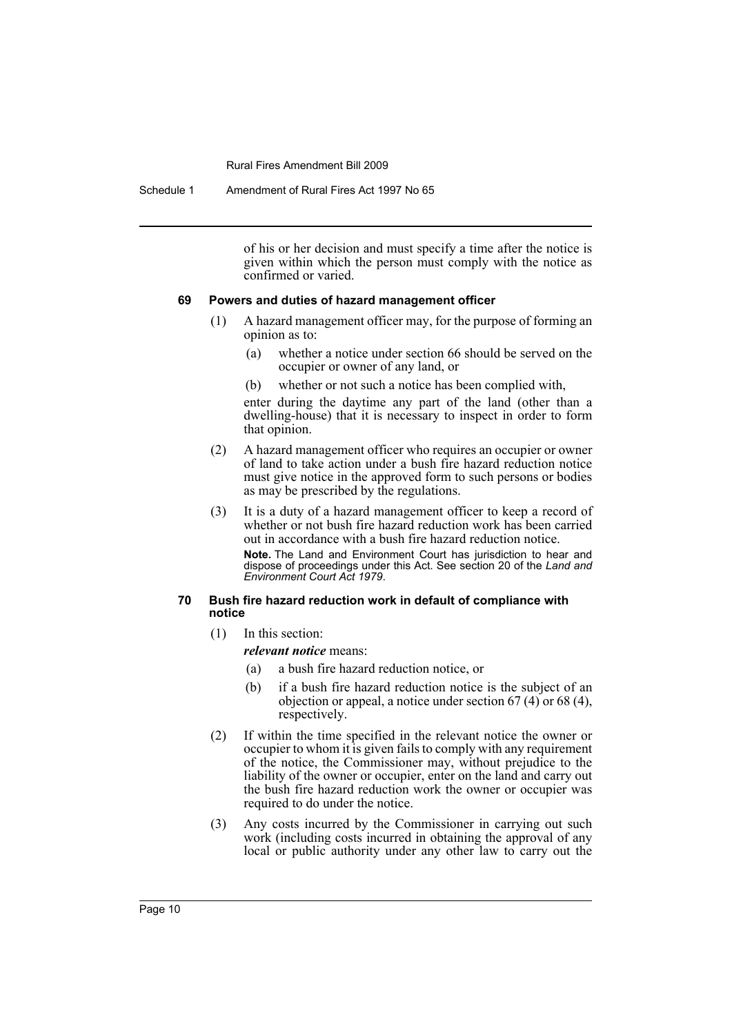of his or her decision and must specify a time after the notice is given within which the person must comply with the notice as confirmed or varied.

#### 69 Powers and duties of hazard management officer

(1) A hazard management officer may, for the purpose of forming an opinion as to:

- (a) whether a notice under section 66 should be served on the occupier or owner of any land, or
- (b) whether or not such a notice has been complied with,

enter during the daytime any part of the land (other than a dwelling-house) that it is necessary to inspect in order to form that opinion.

(2) A hazard management officer who requires an occupier or owner of land to take action under a bush fire hazard reduction notice must give notice in the approved form to such persons or bodies as may be prescribed by the regulations.

(3) It is a duty of a hazard management officer to keep a record of whether or not bush fire hazard reduction work has been carried out in accordance with a bush fire hazard reduction notice.

**Note.** The Land and Environment Court has jurisdiction to hear and dispose of proceedings under this Act. See section 20 of the *Land and Environment Court Act 1979*.

#### 70 Bush fire hazard reduction work in default of compliance with notice

(1) In this section:

***relevant notice*** means:

- (a) a bush fire hazard reduction notice, or
- (b) if a bush fire hazard reduction notice is the subject of an objection or appeal, a notice under section 67 (4) or 68 (4), respectively.

(2) If within the time specified in the relevant notice the owner or occupier to whom it is given fails to comply with any requirement of the notice, the Commissioner may, without prejudice to the liability of the owner or occupier, enter on the land and carry out the bush fire hazard reduction work the owner or occupier was required to do under the notice.

(3) Any costs incurred by the Commissioner in carrying out such work (including costs incurred in obtaining the approval of any local or public authority under any other law to carry out the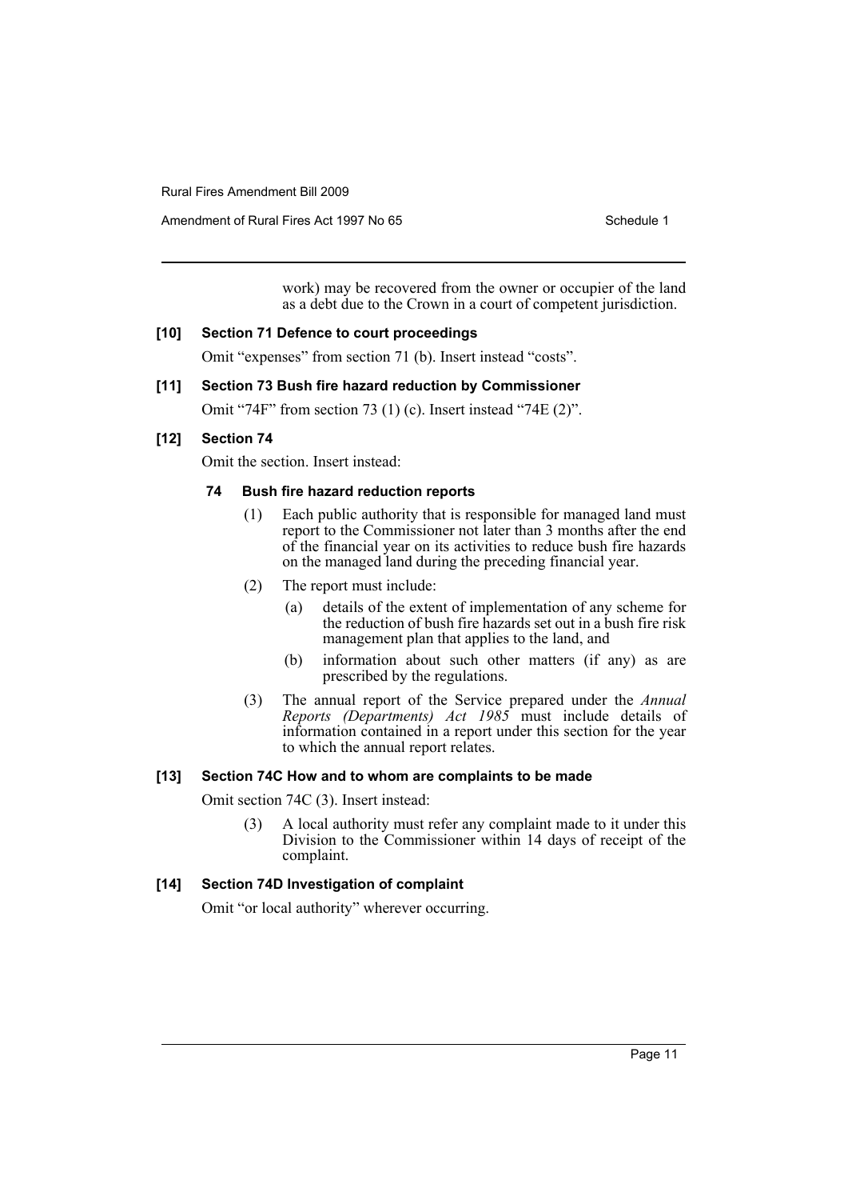work) may be recovered from the owner or occupier of the land as a debt due to the Crown in a court of competent jurisdiction.

**[10] Section 71 Defence to court proceedings**

Omit "expenses" from section 71 (b). Insert instead "costs".

**[11] Section 73 Bush fire hazard reduction by Commissioner**

Omit "74F" from section 73 (1) (c). Insert instead "74E (2)".

**[12] Section 74**

Omit the section. Insert instead:

**74 Bush fire hazard reduction reports**

(1) Each public authority that is responsible for managed land must report to the Commissioner not later than 3 months after the end of the financial year on its activities to reduce bush fire hazards on the managed land during the preceding financial year.

(2) The report must include:

- (a) details of the extent of implementation of any scheme for the reduction of bush fire hazards set out in a bush fire risk management plan that applies to the land, and
- (b) information about such other matters (if any) as are prescribed by the regulations.

(3) The annual report of the Service prepared under the *Annual Reports (Departments) Act 1985* must include details of information contained in a report under this section for the year to which the annual report relates.

**[13] Section 74C How and to whom are complaints to be made**

Omit section 74C (3). Insert instead:

(3) A local authority must refer any complaint made to it under this Division to the Commissioner within 14 days of receipt of the complaint.

**[14] Section 74D Investigation of complaint**

Omit "or local authority" wherever occurring.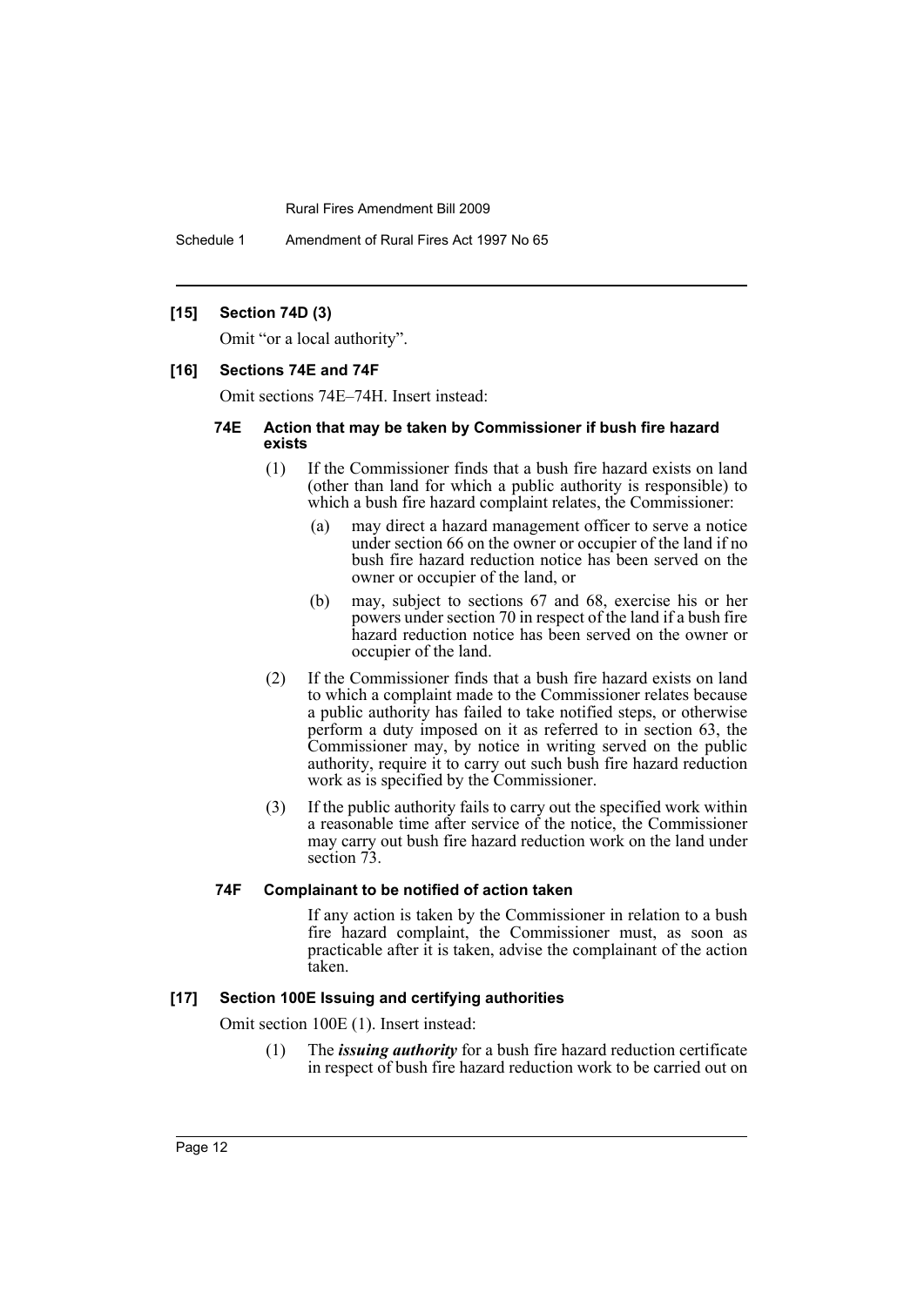**[15] Section 74D (3)**

Omit "or a local authority".

**[16] Sections 74E and 74F**

Omit sections 74E–74H. Insert instead:

**74E Action that may be taken by Commissioner if bush fire hazard exists**

(1) If the Commissioner finds that a bush fire hazard exists on land (other than land for which a public authority is responsible) to which a bush fire hazard complaint relates, the Commissioner:

(a) may direct a hazard management officer to serve a notice under section 66 on the owner or occupier of the land if no bush fire hazard reduction notice has been served on the owner or occupier of the land, or

(b) may, subject to sections 67 and 68, exercise his or her powers under section 70 in respect of the land if a bush fire hazard reduction notice has been served on the owner or occupier of the land.

(2) If the Commissioner finds that a bush fire hazard exists on land to which a complaint made to the Commissioner relates because a public authority has failed to take notified steps, or otherwise perform a duty imposed on it as referred to in section 63, the Commissioner may, by notice in writing served on the public authority, require it to carry out such bush fire hazard reduction work as is specified by the Commissioner.

(3) If the public authority fails to carry out the specified work within a reasonable time after service of the notice, the Commissioner may carry out bush fire hazard reduction work on the land under section 73.

**74F Complainant to be notified of action taken**

If any action is taken by the Commissioner in relation to a bush fire hazard complaint, the Commissioner must, as soon as practicable after it is taken, advise the complainant of the action taken.

**[17] Section 100E Issuing and certifying authorities**

Omit section 100E (1). Insert instead:

(1) The ***issuing authority*** for a bush fire hazard reduction certificate in respect of bush fire hazard reduction work to be carried out on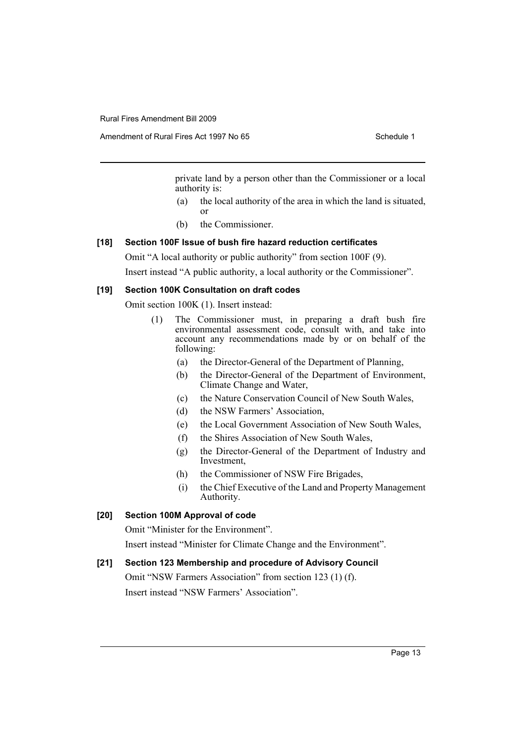private land by a person other than the Commissioner or a local authority is:

- (a) the local authority of the area in which the land is situated, or
- (b) the Commissioner.

### [18] Section 100F Issue of bush fire hazard reduction certificates

Omit "A local authority or public authority" from section 100F (9).

Insert instead "A public authority, a local authority or the Commissioner".

### [19] Section 100K Consultation on draft codes

Omit section 100K (1). Insert instead:

> (1) The Commissioner must, in preparing a draft bush fire environmental assessment code, consult with, and take into account any recommendations made by or on behalf of the following:
>
> - (a) the Director-General of the Department of Planning,
> - (b) the Director-General of the Department of Environment, Climate Change and Water,
> - (c) the Nature Conservation Council of New South Wales,
> - (d) the NSW Farmers' Association,
> - (e) the Local Government Association of New South Wales,
> - (f) the Shires Association of New South Wales,
> - (g) the Director-General of the Department of Industry and Investment,
> - (h) the Commissioner of NSW Fire Brigades,
> - (i) the Chief Executive of the Land and Property Management Authority.

### [20] Section 100M Approval of code

Omit "Minister for the Environment".

Insert instead "Minister for Climate Change and the Environment".

### [21] Section 123 Membership and procedure of Advisory Council

Omit "NSW Farmers Association" from section 123 (1) (f).

Insert instead "NSW Farmers' Association".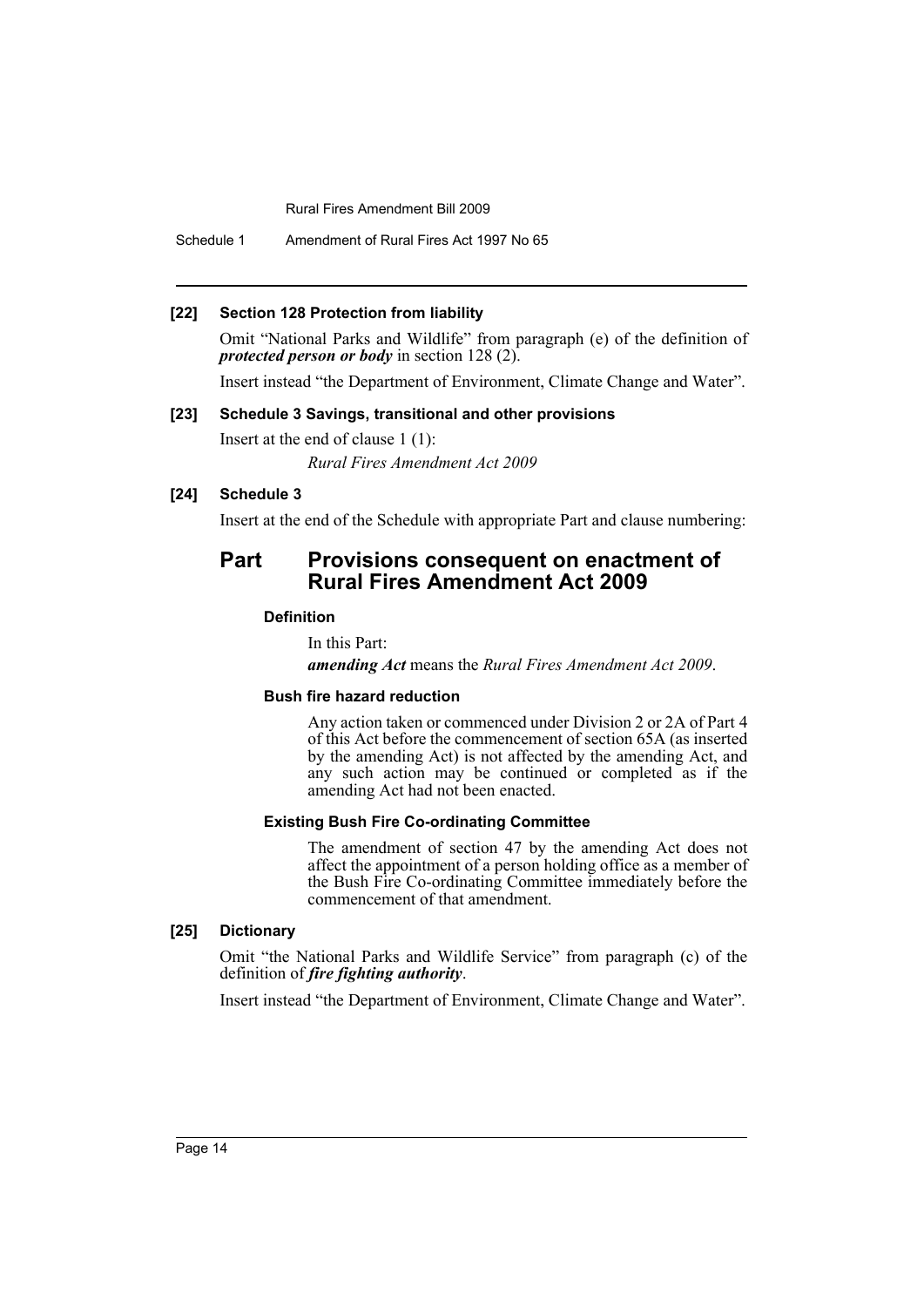**[22] Section 128 Protection from liability**

Omit "National Parks and Wildlife" from paragraph (e) of the definition of ***protected person or body*** in section 128 (2).

Insert instead "the Department of Environment, Climate Change and Water".

**[23] Schedule 3 Savings, transitional and other provisions**

Insert at the end of clause 1 (1):

*Rural Fires Amendment Act 2009*

**[24] Schedule 3**

Insert at the end of the Schedule with appropriate Part and clause numbering:

## Part Provisions consequent on enactment of Rural Fires Amendment Act 2009

**Definition**

In this Part:

***amending Act*** means the *Rural Fires Amendment Act 2009*.

**Bush fire hazard reduction**

Any action taken or commenced under Division 2 or 2A of Part 4 of this Act before the commencement of section 65A (as inserted by the amending Act) is not affected by the amending Act, and any such action may be continued or completed as if the amending Act had not been enacted.

**Existing Bush Fire Co-ordinating Committee**

The amendment of section 47 by the amending Act does not affect the appointment of a person holding office as a member of the Bush Fire Co-ordinating Committee immediately before the commencement of that amendment.

**[25] Dictionary**

Omit "the National Parks and Wildlife Service" from paragraph (c) of the definition of ***fire fighting authority***.

Insert instead "the Department of Environment, Climate Change and Water".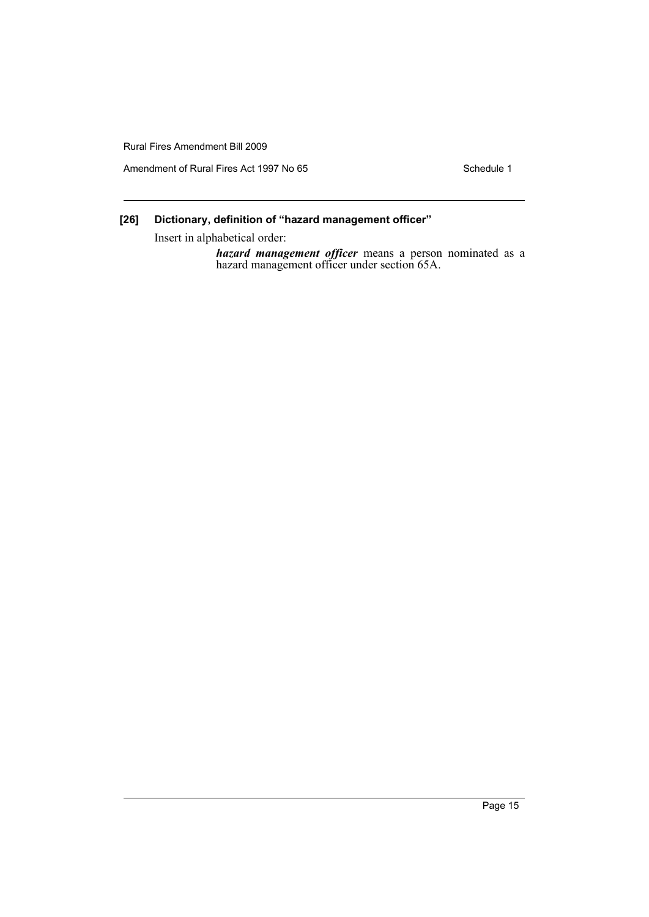### [26] Dictionary, definition of "hazard management officer"

Insert in alphabetical order:

> ***hazard management officer*** means a person nominated as a hazard management officer under section 65A.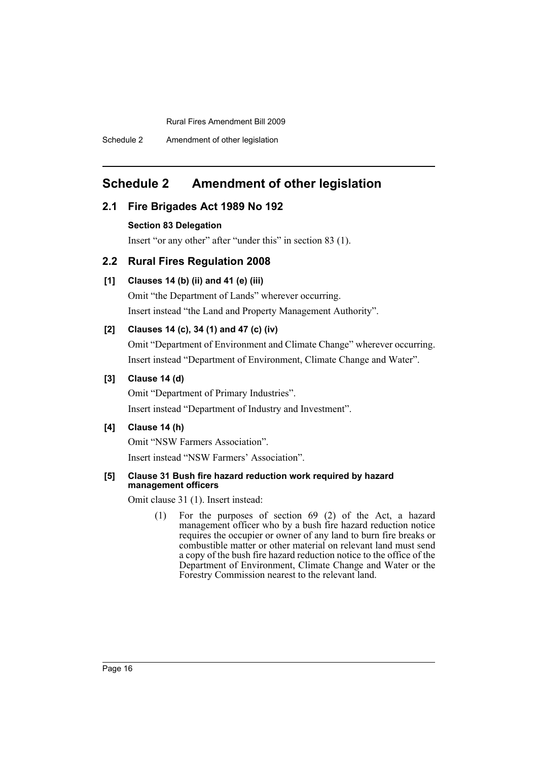# Schedule 2 Amendment of other legislation

## 2.1 Fire Brigades Act 1989 No 192

### Section 83 Delegation

Insert "or any other" after "under this" in section 83 (1).

## 2.2 Rural Fires Regulation 2008

### [1] Clauses 14 (b) (ii) and 41 (e) (iii)

Omit "the Department of Lands" wherever occurring.

Insert instead "the Land and Property Management Authority".

### [2] Clauses 14 (c), 34 (1) and 47 (c) (iv)

Omit "Department of Environment and Climate Change" wherever occurring.

Insert instead "Department of Environment, Climate Change and Water".

### [3] Clause 14 (d)

Omit "Department of Primary Industries".

Insert instead "Department of Industry and Investment".

### [4] Clause 14 (h)

Omit "NSW Farmers Association".

Insert instead "NSW Farmers' Association".

### [5] Clause 31 Bush fire hazard reduction work required by hazard management officers

Omit clause 31 (1). Insert instead:

(1) For the purposes of section 69 (2) of the Act, a hazard management officer who by a bush fire hazard reduction notice requires the occupier or owner of any land to burn fire breaks or combustible matter or other material on relevant land must send a copy of the bush fire hazard reduction notice to the office of the Department of Environment, Climate Change and Water or the Forestry Commission nearest to the relevant land.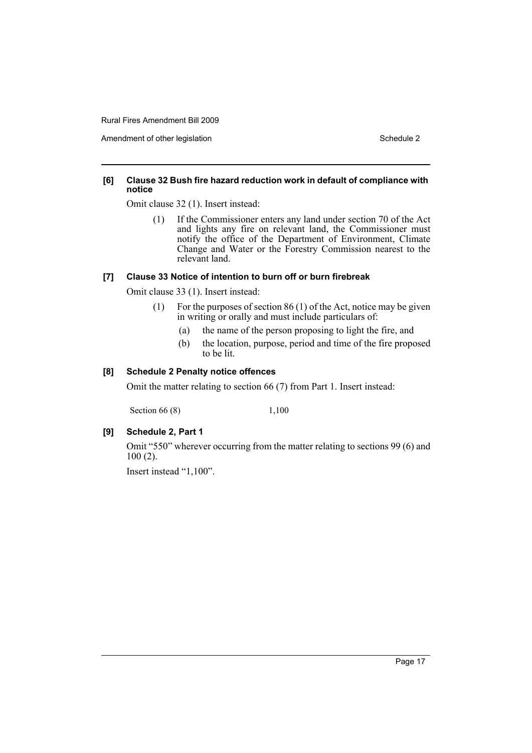#### [6] Clause 32 Bush fire hazard reduction work in default of compliance with notice

Omit clause 32 (1). Insert instead:

> (1) If the Commissioner enters any land under section 70 of the Act and lights any fire on relevant land, the Commissioner must notify the office of the Department of Environment, Climate Change and Water or the Forestry Commission nearest to the relevant land.

#### [7] Clause 33 Notice of intention to burn off or burn firebreak

Omit clause 33 (1). Insert instead:

> (1) For the purposes of section 86 (1) of the Act, notice may be given in writing or orally and must include particulars of:
>
> (a) the name of the person proposing to light the fire, and
>
> (b) the location, purpose, period and time of the fire proposed to be lit.

#### [8] Schedule 2 Penalty notice offences

Omit the matter relating to section 66 (7) from Part 1. Insert instead:

| | |
|---|---|
| Section 66 (8) | 1,100 |

#### [9] Schedule 2, Part 1

Omit "550" wherever occurring from the matter relating to sections 99 (6) and 100 (2).

Insert instead "1,100".